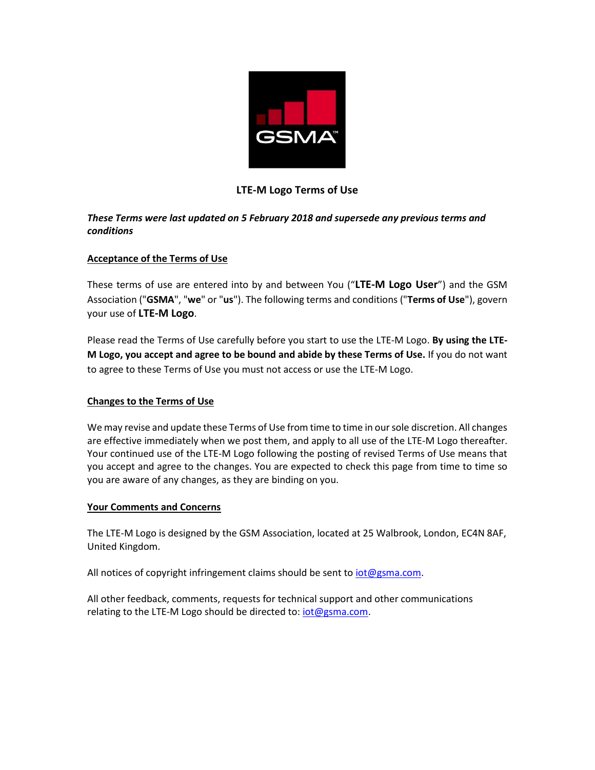# LTE-M Logo Terms of Use

***These Terms were last updated on 5 February 2018 and supersede any previous terms and conditions***

## Acceptance of the Terms of Use

These terms of use are entered into by and between You ("**LTE-M Logo User**") and the GSM Association ("**GSMA**", "**we**" or "**us**"). The following terms and conditions ("**Terms of Use**"), govern your use of **LTE-M Logo**.

Please read the Terms of Use carefully before you start to use the LTE-M Logo. **By using the LTE-M Logo, you accept and agree to be bound and abide by these Terms of Use.** If you do not want to agree to these Terms of Use you must not access or use the LTE-M Logo.

## Changes to the Terms of Use

We may revise and update these Terms of Use from time to time in our sole discretion. All changes are effective immediately when we post them, and apply to all use of the LTE-M Logo thereafter. Your continued use of the LTE-M Logo following the posting of revised Terms of Use means that you accept and agree to the changes. You are expected to check this page from time to time so you are aware of any changes, as they are binding on you.

## Your Comments and Concerns

The LTE-M Logo is designed by the GSM Association, located at 25 Walbrook, London, EC4N 8AF, United Kingdom.

All notices of copyright infringement claims should be sent to iot@gsma.com.

All other feedback, comments, requests for technical support and other communications relating to the LTE-M Logo should be directed to: iot@gsma.com.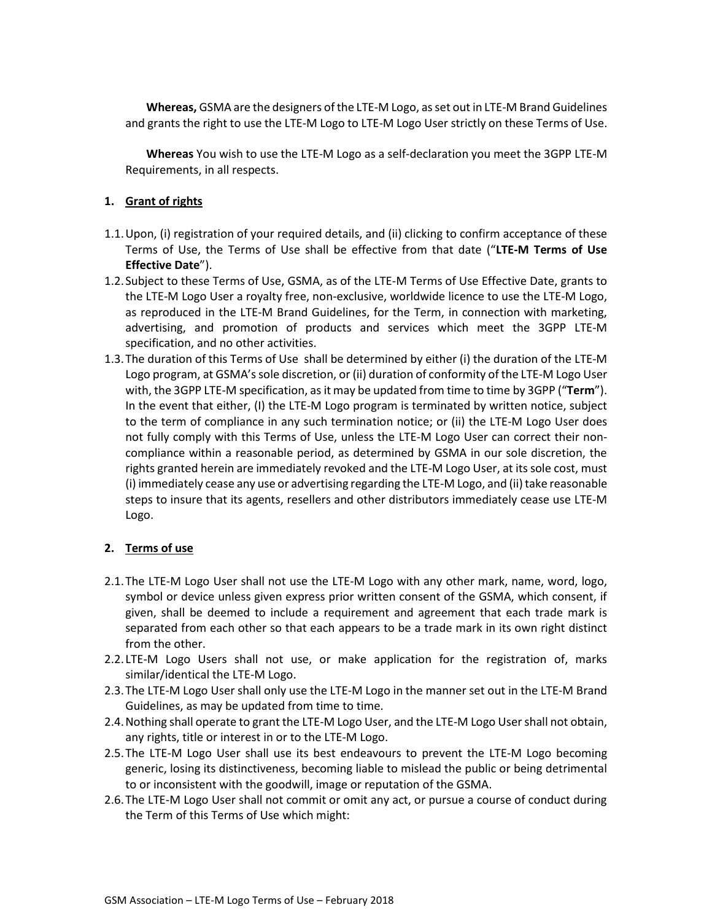**Whereas,** GSMA are the designers of the LTE-M Logo, as set out in LTE-M Brand Guidelines and grants the right to use the LTE-M Logo to LTE-M Logo User strictly on these Terms of Use.

**Whereas** You wish to use the LTE-M Logo as a self-declaration you meet the 3GPP LTE-M Requirements, in all respects.

## 1. Grant of rights

1.1. Upon, (i) registration of your required details, and (ii) clicking to confirm acceptance of these Terms of Use, the Terms of Use shall be effective from that date ("**LTE-M Terms of Use Effective Date**").

1.2. Subject to these Terms of Use, GSMA, as of the LTE-M Terms of Use Effective Date, grants to the LTE-M Logo User a royalty free, non-exclusive, worldwide licence to use the LTE-M Logo, as reproduced in the LTE-M Brand Guidelines, for the Term, in connection with marketing, advertising, and promotion of products and services which meet the 3GPP LTE-M specification, and no other activities.

1.3. The duration of this Terms of Use shall be determined by either (i) the duration of the LTE-M Logo program, at GSMA's sole discretion, or (ii) duration of conformity of the LTE-M Logo User with, the 3GPP LTE-M specification, as it may be updated from time to time by 3GPP ("**Term**"). In the event that either, (I) the LTE-M Logo program is terminated by written notice, subject to the term of compliance in any such termination notice; or (ii) the LTE-M Logo User does not fully comply with this Terms of Use, unless the LTE-M Logo User can correct their non-compliance within a reasonable period, as determined by GSMA in our sole discretion, the rights granted herein are immediately revoked and the LTE-M Logo User, at its sole cost, must (i) immediately cease any use or advertising regarding the LTE-M Logo, and (ii) take reasonable steps to insure that its agents, resellers and other distributors immediately cease use LTE-M Logo.

## 2. Terms of use

2.1. The LTE-M Logo User shall not use the LTE-M Logo with any other mark, name, word, logo, symbol or device unless given express prior written consent of the GSMA, which consent, if given, shall be deemed to include a requirement and agreement that each trade mark is separated from each other so that each appears to be a trade mark in its own right distinct from the other.

2.2. LTE-M Logo Users shall not use, or make application for the registration of, marks similar/identical the LTE-M Logo.

2.3. The LTE-M Logo User shall only use the LTE-M Logo in the manner set out in the LTE-M Brand Guidelines, as may be updated from time to time.

2.4. Nothing shall operate to grant the LTE-M Logo User, and the LTE-M Logo User shall not obtain, any rights, title or interest in or to the LTE-M Logo.

2.5. The LTE-M Logo User shall use its best endeavours to prevent the LTE-M Logo becoming generic, losing its distinctiveness, becoming liable to mislead the public or being detrimental to or inconsistent with the goodwill, image or reputation of the GSMA.

2.6. The LTE-M Logo User shall not commit or omit any act, or pursue a course of conduct during the Term of this Terms of Use which might: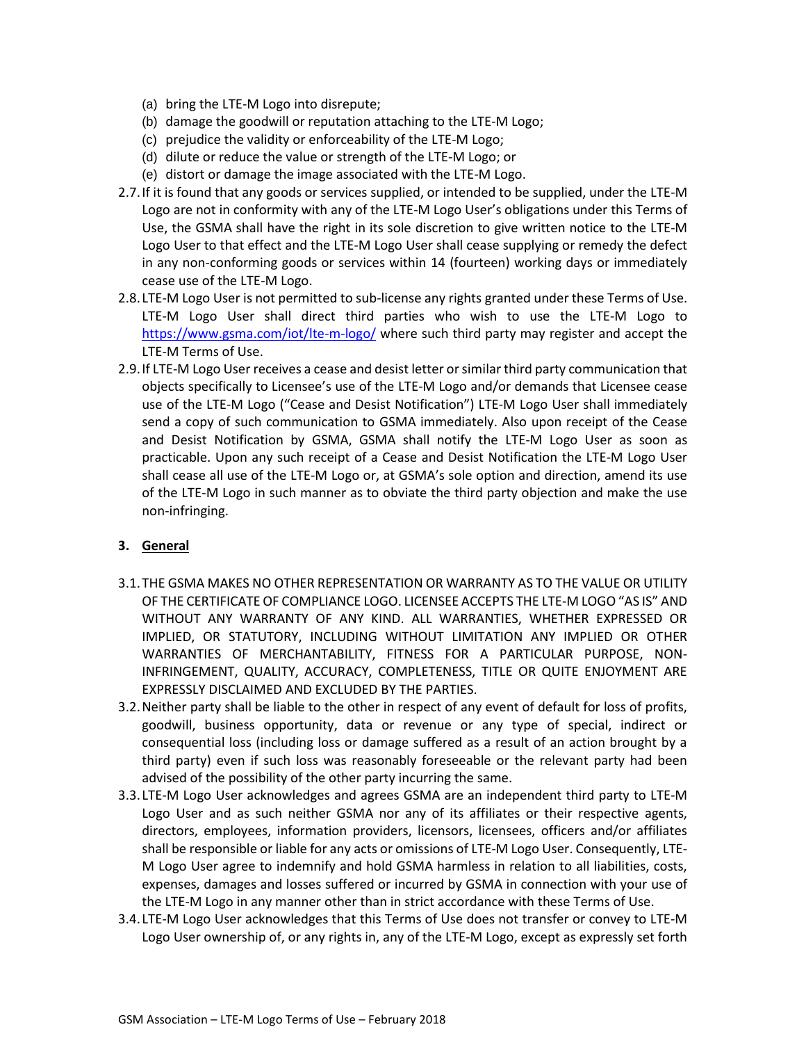(a) bring the LTE-M Logo into disrepute;
(b) damage the goodwill or reputation attaching to the LTE-M Logo;
(c) prejudice the validity or enforceability of the LTE-M Logo;
(d) dilute or reduce the value or strength of the LTE-M Logo; or
(e) distort or damage the image associated with the LTE-M Logo.

2.7. If it is found that any goods or services supplied, or intended to be supplied, under the LTE-M Logo are not in conformity with any of the LTE-M Logo User's obligations under this Terms of Use, the GSMA shall have the right in its sole discretion to give written notice to the LTE-M Logo User to that effect and the LTE-M Logo User shall cease supplying or remedy the defect in any non-conforming goods or services within 14 (fourteen) working days or immediately cease use of the LTE-M Logo.

2.8. LTE-M Logo User is not permitted to sub-license any rights granted under these Terms of Use. LTE-M Logo User shall direct third parties who wish to use the LTE-M Logo to https://www.gsma.com/iot/lte-m-logo/ where such third party may register and accept the LTE-M Terms of Use.

2.9. If LTE-M Logo User receives a cease and desist letter or similar third party communication that objects specifically to Licensee's use of the LTE-M Logo and/or demands that Licensee cease use of the LTE-M Logo ("Cease and Desist Notification") LTE-M Logo User shall immediately send a copy of such communication to GSMA immediately. Also upon receipt of the Cease and Desist Notification by GSMA, GSMA shall notify the LTE-M Logo User as soon as practicable. Upon any such receipt of a Cease and Desist Notification the LTE-M Logo User shall cease all use of the LTE-M Logo or, at GSMA's sole option and direction, amend its use of the LTE-M Logo in such manner as to obviate the third party objection and make the use non-infringing.

## 3. General

3.1. THE GSMA MAKES NO OTHER REPRESENTATION OR WARRANTY AS TO THE VALUE OR UTILITY OF THE CERTIFICATE OF COMPLIANCE LOGO. LICENSEE ACCEPTS THE LTE-M LOGO "AS IS" AND WITHOUT ANY WARRANTY OF ANY KIND. ALL WARRANTIES, WHETHER EXPRESSED OR IMPLIED, OR STATUTORY, INCLUDING WITHOUT LIMITATION ANY IMPLIED OR OTHER WARRANTIES OF MERCHANTABILITY, FITNESS FOR A PARTICULAR PURPOSE, NON-INFRINGEMENT, QUALITY, ACCURACY, COMPLETENESS, TITLE OR QUITE ENJOYMENT ARE EXPRESSLY DISCLAIMED AND EXCLUDED BY THE PARTIES.

3.2. Neither party shall be liable to the other in respect of any event of default for loss of profits, goodwill, business opportunity, data or revenue or any type of special, indirect or consequential loss (including loss or damage suffered as a result of an action brought by a third party) even if such loss was reasonably foreseeable or the relevant party had been advised of the possibility of the other party incurring the same.

3.3. LTE-M Logo User acknowledges and agrees GSMA are an independent third party to LTE-M Logo User and as such neither GSMA nor any of its affiliates or their respective agents, directors, employees, information providers, licensors, licensees, officers and/or affiliates shall be responsible or liable for any acts or omissions of LTE-M Logo User. Consequently, LTE-M Logo User agree to indemnify and hold GSMA harmless in relation to all liabilities, costs, expenses, damages and losses suffered or incurred by GSMA in connection with your use of the LTE-M Logo in any manner other than in strict accordance with these Terms of Use.

3.4. LTE-M Logo User acknowledges that this Terms of Use does not transfer or convey to LTE-M Logo User ownership of, or any rights in, any of the LTE-M Logo, except as expressly set forth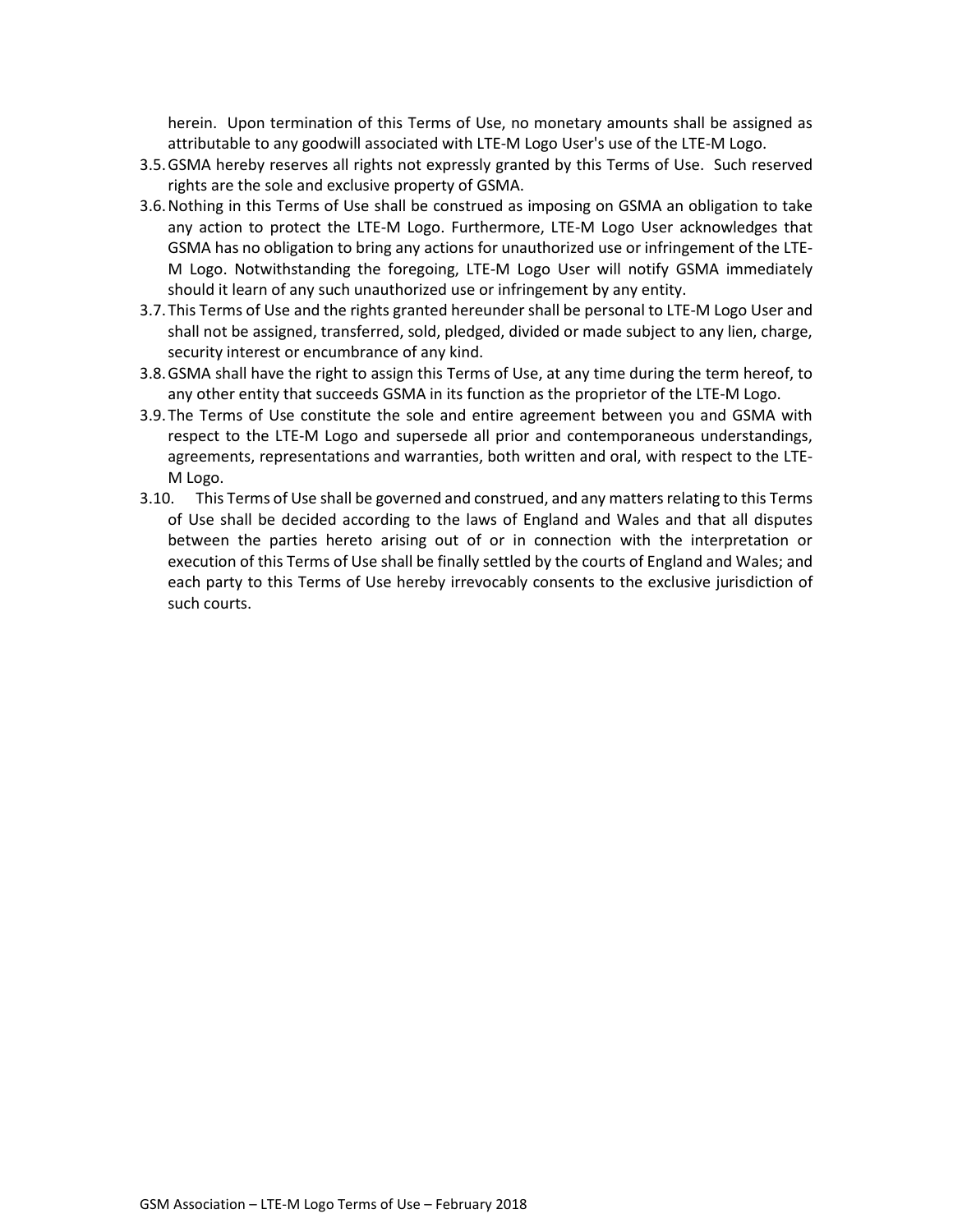herein. Upon termination of this Terms of Use, no monetary amounts shall be assigned as attributable to any goodwill associated with LTE-M Logo User's use of the LTE-M Logo.

3.5. GSMA hereby reserves all rights not expressly granted by this Terms of Use. Such reserved rights are the sole and exclusive property of GSMA.

3.6. Nothing in this Terms of Use shall be construed as imposing on GSMA an obligation to take any action to protect the LTE-M Logo. Furthermore, LTE-M Logo User acknowledges that GSMA has no obligation to bring any actions for unauthorized use or infringement of the LTE-M Logo. Notwithstanding the foregoing, LTE-M Logo User will notify GSMA immediately should it learn of any such unauthorized use or infringement by any entity.

3.7. This Terms of Use and the rights granted hereunder shall be personal to LTE-M Logo User and shall not be assigned, transferred, sold, pledged, divided or made subject to any lien, charge, security interest or encumbrance of any kind.

3.8. GSMA shall have the right to assign this Terms of Use, at any time during the term hereof, to any other entity that succeeds GSMA in its function as the proprietor of the LTE-M Logo.

3.9. The Terms of Use constitute the sole and entire agreement between you and GSMA with respect to the LTE-M Logo and supersede all prior and contemporaneous understandings, agreements, representations and warranties, both written and oral, with respect to the LTE-M Logo.

3.10. This Terms of Use shall be governed and construed, and any matters relating to this Terms of Use shall be decided according to the laws of England and Wales and that all disputes between the parties hereto arising out of or in connection with the interpretation or execution of this Terms of Use shall be finally settled by the courts of England and Wales; and each party to this Terms of Use hereby irrevocably consents to the exclusive jurisdiction of such courts.